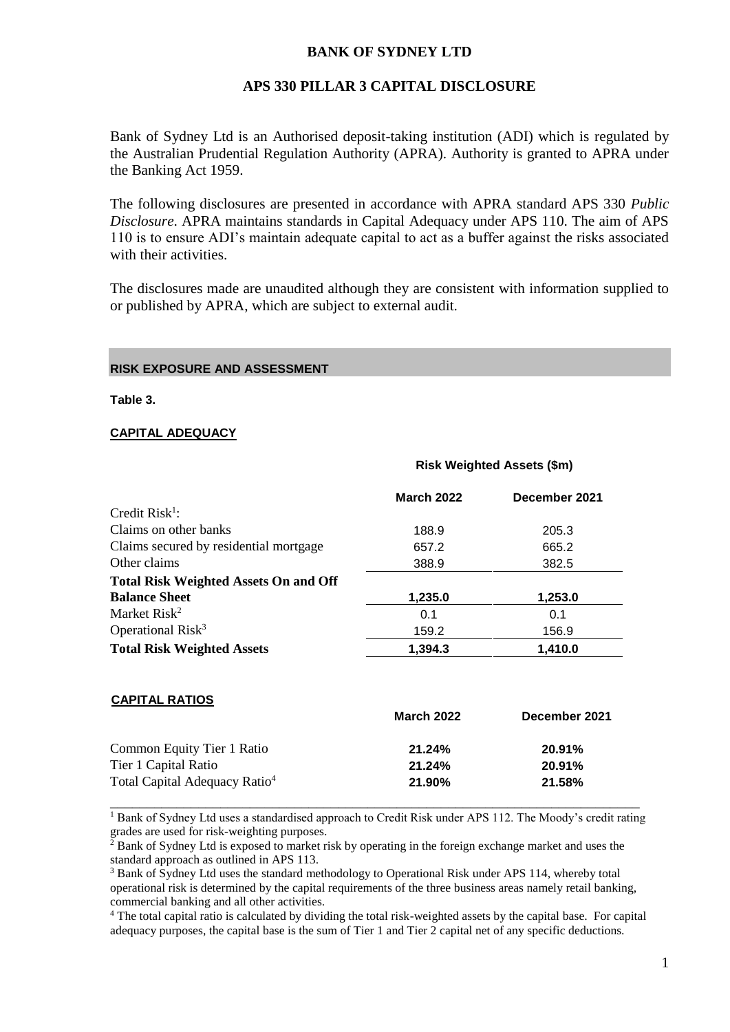# BANK OF SYDNEY LTD

## APS 330 PILLAR 3 CAPITAL DISCLOSURE

Bank of Sydney Ltd is an Authorised deposit-taking institution (ADI) which is regulated by the Australian Prudential Regulation Authority (APRA). Authority is granted to APRA under the Banking Act 1959.

The following disclosures are presented in accordance with APRA standard APS 330 *Public Disclosure*. APRA maintains standards in Capital Adequacy under APS 110. The aim of APS 110 is to ensure ADI's maintain adequate capital to act as a buffer against the risks associated with their activities.

The disclosures made are unaudited although they are consistent with information supplied to or published by APRA, which are subject to external audit.

### RISK EXPOSURE AND ASSESSMENT

**Table 3.**

**CAPITAL ADEQUACY**

| | Risk Weighted Assets ($m) | |
|---|---|---|
| | **March 2022** | **December 2021** |
| Credit Risk[1]: | | |
| Claims on other banks | 188.9 | 205.3 |
| Claims secured by residential mortgage | 657.2 | 665.2 |
| Other claims | 388.9 | 382.5 |
| **Total Risk Weighted Assets On and Off Balance Sheet** | **1,235.0** | **1,253.0** |
| Market Risk[2] | 0.1 | 0.1 |
| Operational Risk[3] | 159.2 | 156.9 |
| **Total Risk Weighted Assets** | **1,394.3** | **1,410.0** |

**CAPITAL RATIOS**

| | March 2022 | December 2021 |
|---|---|---|
| Common Equity Tier 1 Ratio | **21.24%** | **20.91%** |
| Tier 1 Capital Ratio | **21.24%** | **20.91%** |
| Total Capital Adequacy Ratio[4] | **21.90%** | **21.58%** |

[1] Bank of Sydney Ltd uses a standardised approach to Credit Risk under APS 112. The Moody's credit rating grades are used for risk-weighting purposes.

[2] Bank of Sydney Ltd is exposed to market risk by operating in the foreign exchange market and uses the standard approach as outlined in APS 113.

[3] Bank of Sydney Ltd uses the standard methodology to Operational Risk under APS 114, whereby total operational risk is determined by the capital requirements of the three business areas namely retail banking, commercial banking and all other activities.

[4] The total capital ratio is calculated by dividing the total risk-weighted assets by the capital base. For capital adequacy purposes, the capital base is the sum of Tier 1 and Tier 2 capital net of any specific deductions.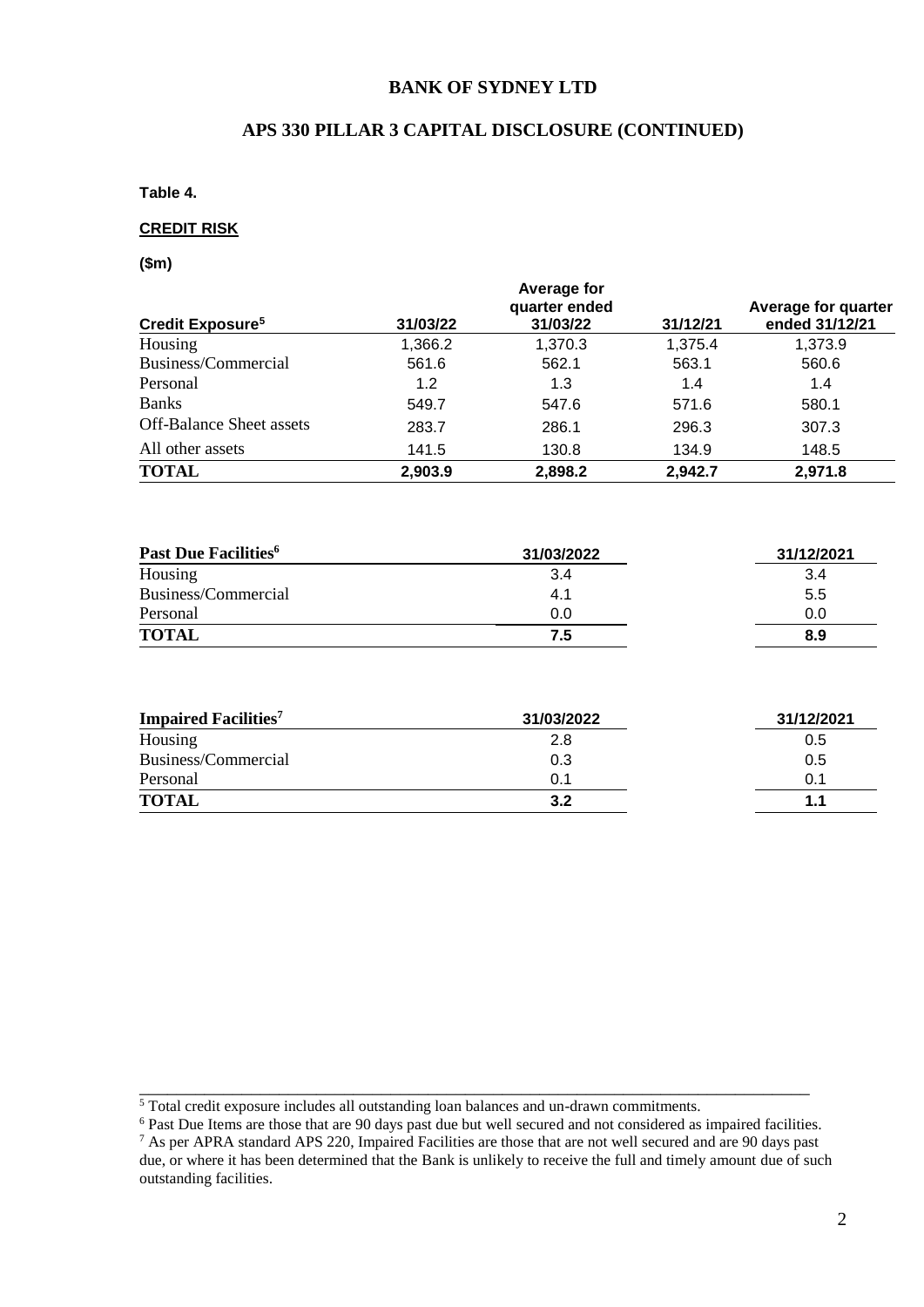# BANK OF SYDNEY LTD

## APS 330 PILLAR 3 CAPITAL DISCLOSURE (CONTINUED)

**Table 4.**

**CREDIT RISK**

**($m)**

| Credit Exposure[5] | 31/03/22 | Average for quarter ended 31/03/22 | 31/12/21 | Average for quarter ended 31/12/21 |
|---|---|---|---|---|
| Housing | 1,366.2 | 1,370.3 | 1,375.4 | 1,373.9 |
| Business/Commercial | 561.6 | 562.1 | 563.1 | 560.6 |
| Personal | 1.2 | 1.3 | 1.4 | 1.4 |
| Banks | 549.7 | 547.6 | 571.6 | 580.1 |
| Off-Balance Sheet assets | 283.7 | 286.1 | 296.3 | 307.3 |
| All other assets | 141.5 | 130.8 | 134.9 | 148.5 |
| **TOTAL** | **2,903.9** | **2,898.2** | **2,942.7** | **2,971.8** |

| Past Due Facilities[6] | 31/03/2022 | 31/12/2021 |
|---|---|---|
| Housing | 3.4 | 3.4 |
| Business/Commercial | 4.1 | 5.5 |
| Personal | 0.0 | 0.0 |
| **TOTAL** | **7.5** | **8.9** |

| Impaired Facilities[7] | 31/03/2022 | 31/12/2021 |
|---|---|---|
| Housing | 2.8 | 0.5 |
| Business/Commercial | 0.3 | 0.5 |
| Personal | 0.1 | 0.1 |
| **TOTAL** | **3.2** | **1.1** |

---

[5] Total credit exposure includes all outstanding loan balances and un-drawn commitments.

[6] Past Due Items are those that are 90 days past due but well secured and not considered as impaired facilities.

[7] As per APRA standard APS 220, Impaired Facilities are those that are not well secured and are 90 days past due, or where it has been determined that the Bank is unlikely to receive the full and timely amount due of such outstanding facilities.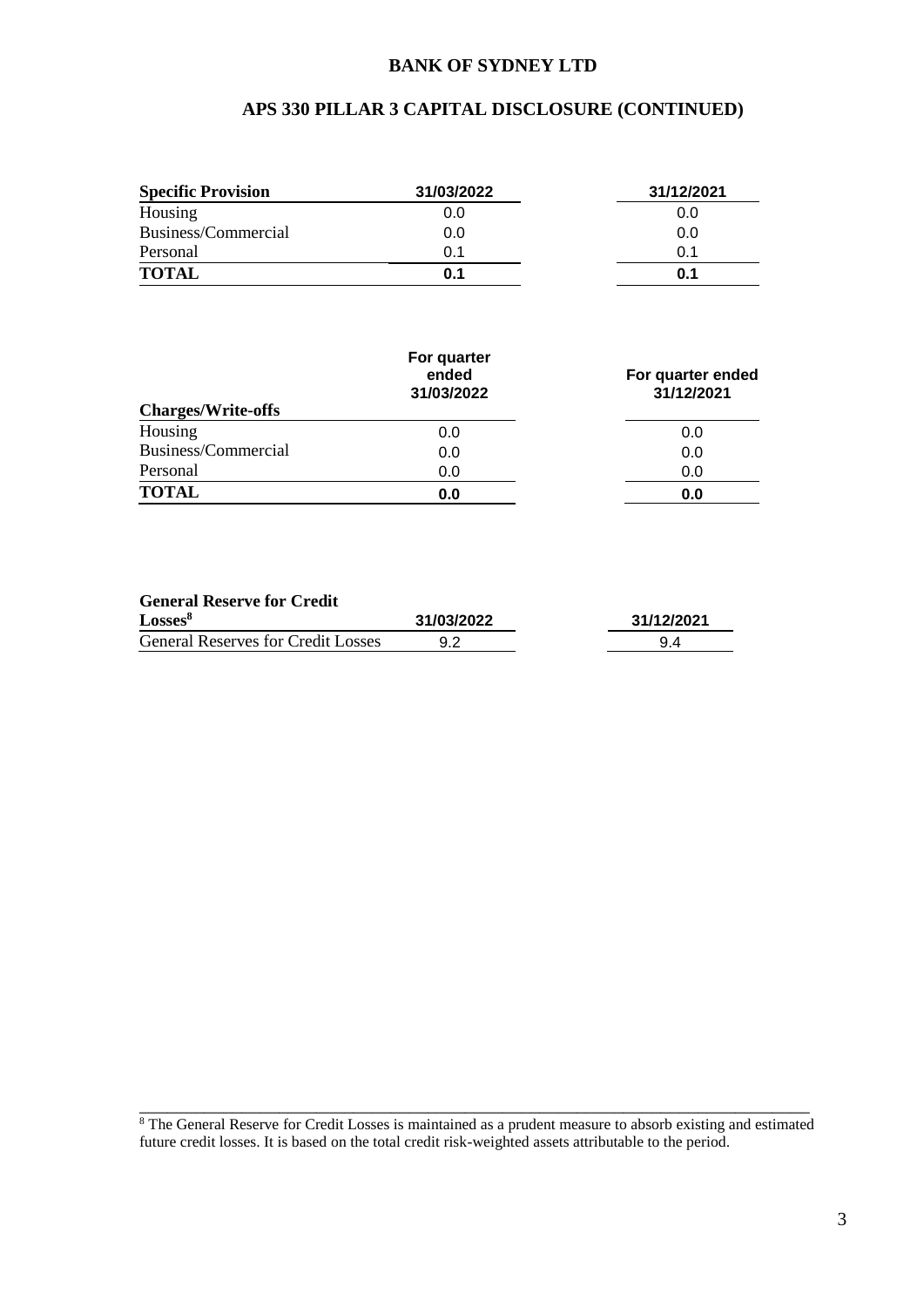# BANK OF SYDNEY LTD

## APS 330 PILLAR 3 CAPITAL DISCLOSURE (CONTINUED)

| Specific Provision | 31/03/2022 | 31/12/2021 |
|---|---|---|
| Housing | 0.0 | 0.0 |
| Business/Commercial | 0.0 | 0.0 |
| Personal | 0.1 | 0.1 |
| **TOTAL** | **0.1** | **0.1** |

| Charges/Write-offs | For quarter ended 31/03/2022 | For quarter ended 31/12/2021 |
|---|---|---|
| Housing | 0.0 | 0.0 |
| Business/Commercial | 0.0 | 0.0 |
| Personal | 0.0 | 0.0 |
| **TOTAL** | **0.0** | **0.0** |

| General Reserve for Credit Losses[8] | 31/03/2022 | 31/12/2021 |
|---|---|---|
| General Reserves for Credit Losses | 9.2 | 9.4 |

[8] The General Reserve for Credit Losses is maintained as a prudent measure to absorb existing and estimated future credit losses. It is based on the total credit risk-weighted assets attributable to the period.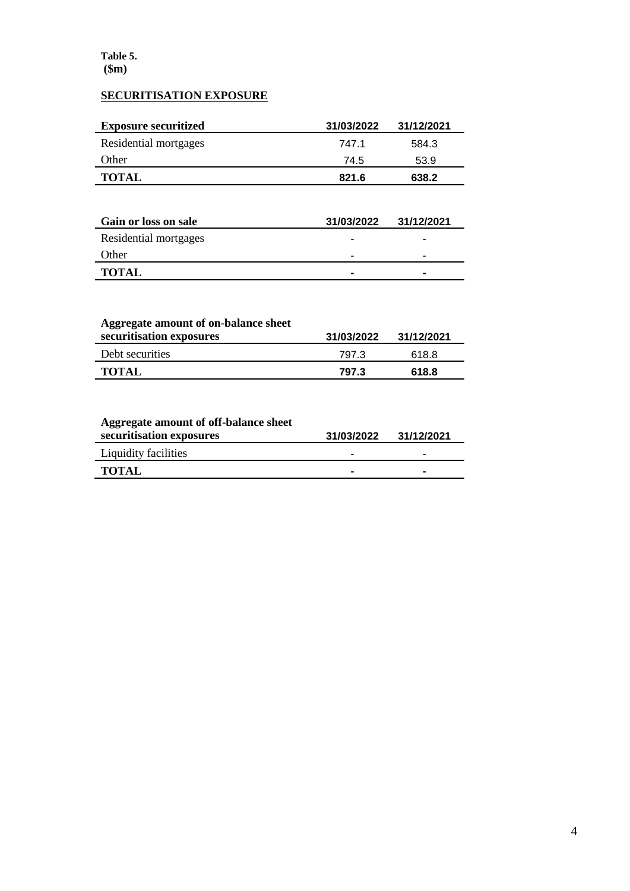**Table 5.**
**($m)**

## SECURITISATION EXPOSURE

| Exposure securitized | 31/03/2022 | 31/12/2021 |
|---|---|---|
| Residential mortgages | 747.1 | 584.3 |
| Other | 74.5 | 53.9 |
| **TOTAL** | **821.6** | **638.2** |

| Gain or loss on sale | 31/03/2022 | 31/12/2021 |
|---|---|---|
| Residential mortgages | - | - |
| Other | - | - |
| **TOTAL** | **-** | **-** |

| Aggregate amount of on-balance sheet securitisation exposures | 31/03/2022 | 31/12/2021 |
|---|---|---|
| Debt securities | 797.3 | 618.8 |
| **TOTAL** | **797.3** | **618.8** |

| Aggregate amount of off-balance sheet securitisation exposures | 31/03/2022 | 31/12/2021 |
|---|---|---|
| Liquidity facilities | - | - |
| **TOTAL** | **-** | **-** |